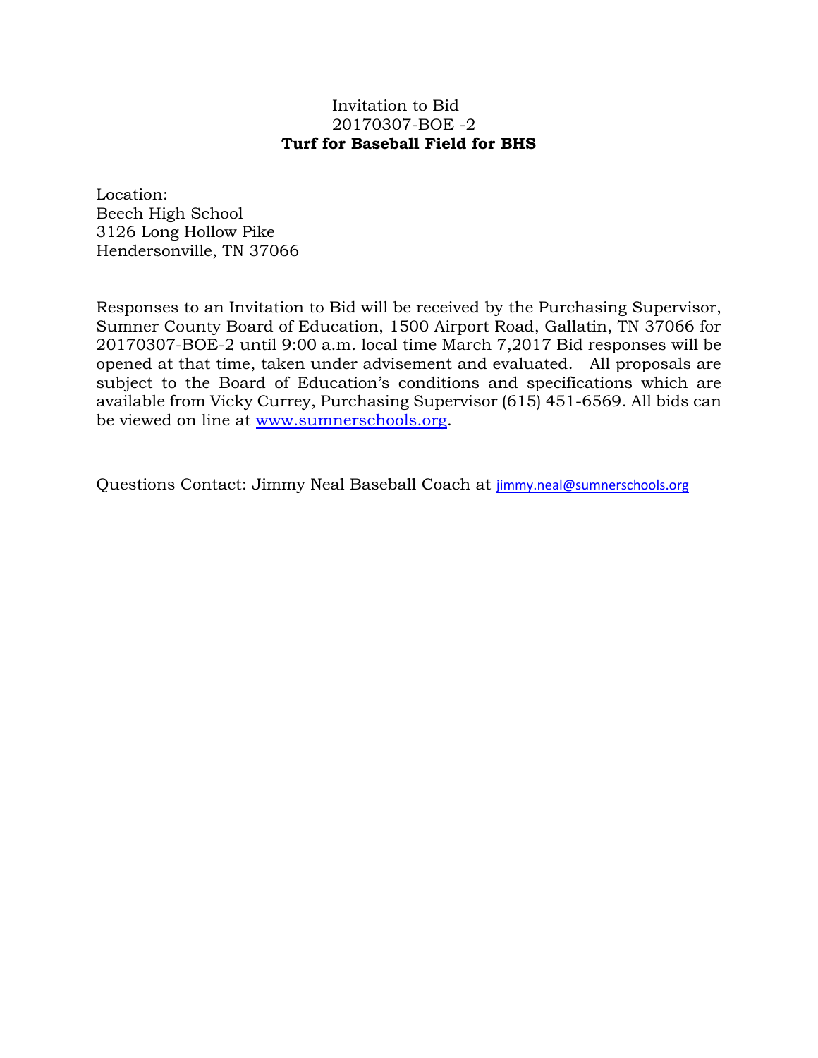Invitation to Bid
20170307-BOE -2
**Turf for Baseball Field for BHS**

Location:
Beech High School
3126 Long Hollow Pike
Hendersonville, TN 37066

Responses to an Invitation to Bid will be received by the Purchasing Supervisor, Sumner County Board of Education, 1500 Airport Road, Gallatin, TN 37066 for 20170307-BOE-2 until 9:00 a.m. local time March 7,2017 Bid responses will be opened at that time, taken under advisement and evaluated. All proposals are subject to the Board of Education's conditions and specifications which are available from Vicky Currey, Purchasing Supervisor (615) 451-6569. All bids can be viewed on line at www.sumnerschools.org.

Questions Contact: Jimmy Neal Baseball Coach at jimmy.neal@sumnerschools.org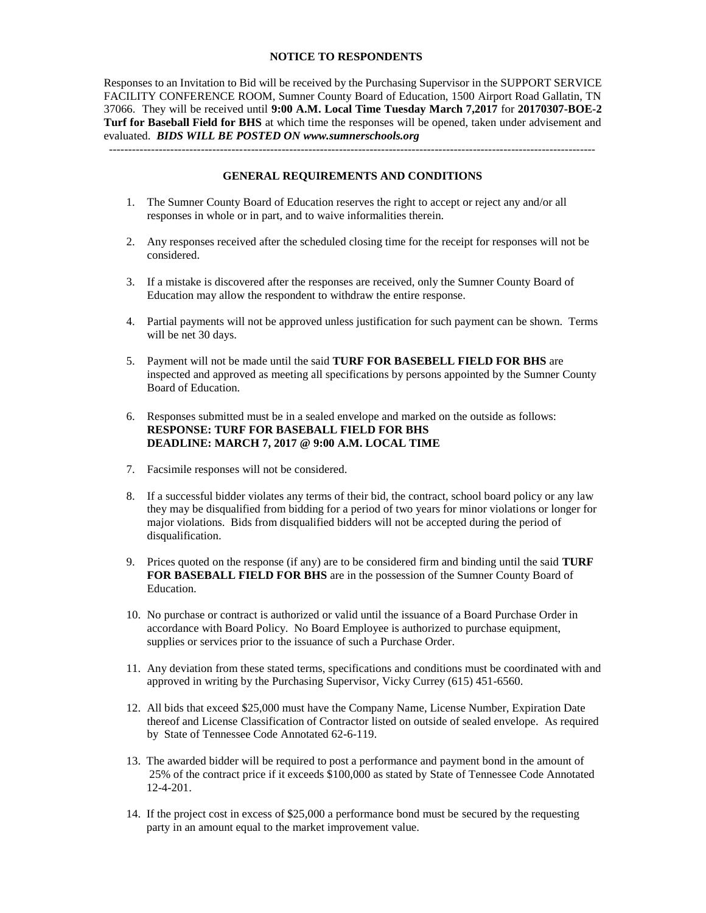## NOTICE TO RESPONDENTS

Responses to an Invitation to Bid will be received by the Purchasing Supervisor in the SUPPORT SERVICE FACILITY CONFERENCE ROOM, Sumner County Board of Education, 1500 Airport Road Gallatin, TN 37066. They will be received until **9:00 A.M. Local Time Tuesday March 7,2017** for **20170307-BOE-2 Turf for Baseball Field for BHS** at which time the responses will be opened, taken under advisement and evaluated. ***BIDS WILL BE POSTED ON www.sumnerschools.org***

---

## GENERAL REQUIREMENTS AND CONDITIONS

1. The Sumner County Board of Education reserves the right to accept or reject any and/or all responses in whole or in part, and to waive informalities therein.

2. Any responses received after the scheduled closing time for the receipt for responses will not be considered.

3. If a mistake is discovered after the responses are received, only the Sumner County Board of Education may allow the respondent to withdraw the entire response.

4. Partial payments will not be approved unless justification for such payment can be shown. Terms will be net 30 days.

5. Payment will not be made until the said **TURF FOR BASEBELL FIELD FOR BHS** are inspected and approved as meeting all specifications by persons appointed by the Sumner County Board of Education.

6. Responses submitted must be in a sealed envelope and marked on the outside as follows:
   **RESPONSE: TURF FOR BASEBALL FIELD FOR BHS**
   **DEADLINE: MARCH 7, 2017 @ 9:00 A.M. LOCAL TIME**

7. Facsimile responses will not be considered.

8. If a successful bidder violates any terms of their bid, the contract, school board policy or any law they may be disqualified from bidding for a period of two years for minor violations or longer for major violations. Bids from disqualified bidders will not be accepted during the period of disqualification.

9. Prices quoted on the response (if any) are to be considered firm and binding until the said **TURF FOR BASEBALL FIELD FOR BHS** are in the possession of the Sumner County Board of Education.

10. No purchase or contract is authorized or valid until the issuance of a Board Purchase Order in accordance with Board Policy. No Board Employee is authorized to purchase equipment, supplies or services prior to the issuance of such a Purchase Order.

11. Any deviation from these stated terms, specifications and conditions must be coordinated with and approved in writing by the Purchasing Supervisor, Vicky Currey (615) 451-6560.

12. All bids that exceed $25,000 must have the Company Name, License Number, Expiration Date thereof and License Classification of Contractor listed on outside of sealed envelope. As required by State of Tennessee Code Annotated 62-6-119.

13. The awarded bidder will be required to post a performance and payment bond in the amount of 25% of the contract price if it exceeds $100,000 as stated by State of Tennessee Code Annotated 12-4-201.

14. If the project cost in excess of $25,000 a performance bond must be secured by the requesting party in an amount equal to the market improvement value.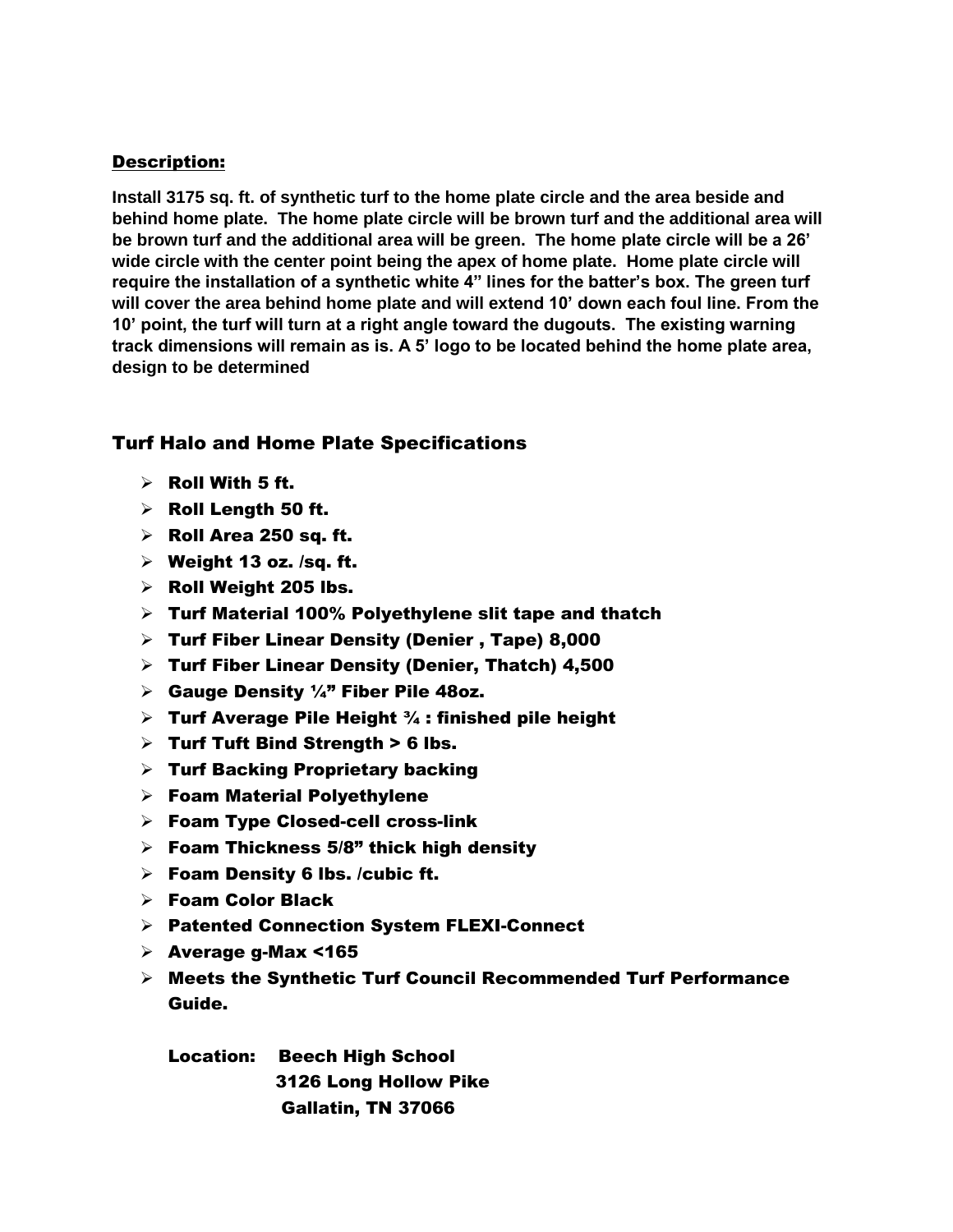**Description:**

**Install 3175 sq. ft. of synthetic turf to the home plate circle and the area beside and behind home plate. The home plate circle will be brown turf and the additional area will be brown turf and the additional area will be green. The home plate circle will be a 26' wide circle with the center point being the apex of home plate. Home plate circle will require the installation of a synthetic white 4" lines for the batter's box. The green turf will cover the area behind home plate and will extend 10' down each foul line. From the 10' point, the turf will turn at a right angle toward the dugouts. The existing warning track dimensions will remain as is. A 5' logo to be located behind the home plate area, design to be determined**

## Turf Halo and Home Plate Specifications

- **Roll With 5 ft.**
- **Roll Length 50 ft.**
- **Roll Area 250 sq. ft.**
- **Weight 13 oz. /sq. ft.**
- **Roll Weight 205 lbs.**
- **Turf Material 100% Polyethylene slit tape and thatch**
- **Turf Fiber Linear Density (Denier , Tape) 8,000**
- **Turf Fiber Linear Density (Denier, Thatch) 4,500**
- **Gauge Density ¼" Fiber Pile 48oz.**
- **Turf Average Pile Height ¾ : finished pile height**
- **Turf Tuft Bind Strength > 6 lbs.**
- **Turf Backing Proprietary backing**
- **Foam Material Polyethylene**
- **Foam Type Closed-cell cross-link**
- **Foam Thickness 5/8" thick high density**
- **Foam Density 6 lbs. /cubic ft.**
- **Foam Color Black**
- **Patented Connection System FLEXI-Connect**
- **Average g-Max <165**
- **Meets the Synthetic Turf Council Recommended Turf Performance Guide.**

**Location: Beech High School**
**3126 Long Hollow Pike**
**Gallatin, TN 37066**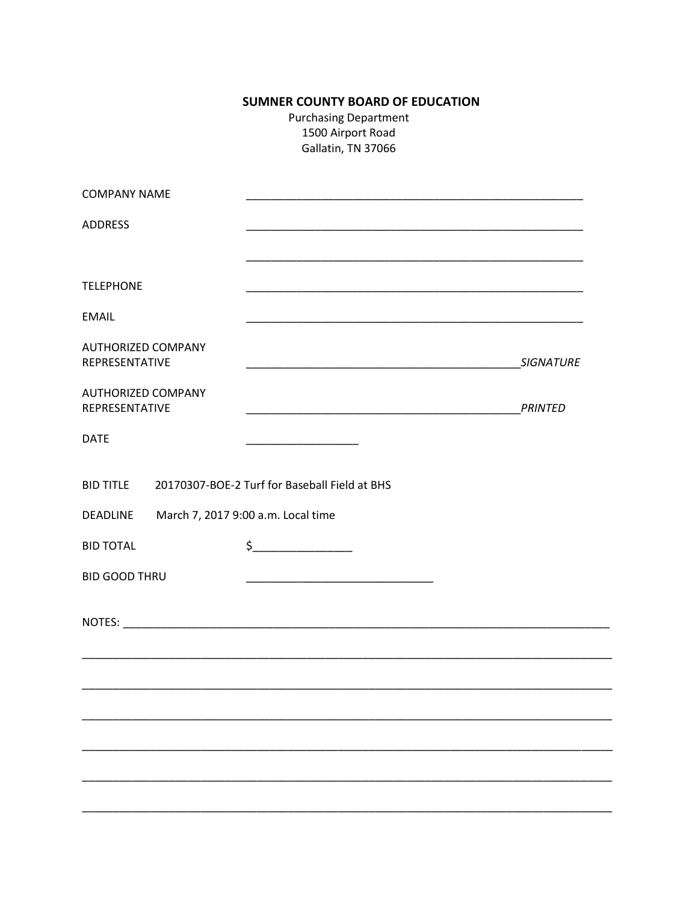**SUMNER COUNTY BOARD OF EDUCATION**

Purchasing Department
1500 Airport Road
Gallatin, TN 37066

COMPANY NAME ______________________________________________________

ADDRESS ______________________________________________________

______________________________________________________

TELEPHONE ______________________________________________________

EMAIL ______________________________________________________

AUTHORIZED COMPANY REPRESENTATIVE ____________________________________________*SIGNATURE*

AUTHORIZED COMPANY REPRESENTATIVE ____________________________________________*PRINTED*

DATE __________________

BID TITLE 20170307-BOE-2 Turf for Baseball Field at BHS

DEADLINE March 7, 2017 9:00 a.m. Local time

BID TOTAL $________________

BID GOOD THRU ______________________________

NOTES: ________________________________________________________________________________

____________________________________________________________________________________

____________________________________________________________________________________

____________________________________________________________________________________

____________________________________________________________________________________

____________________________________________________________________________________

____________________________________________________________________________________